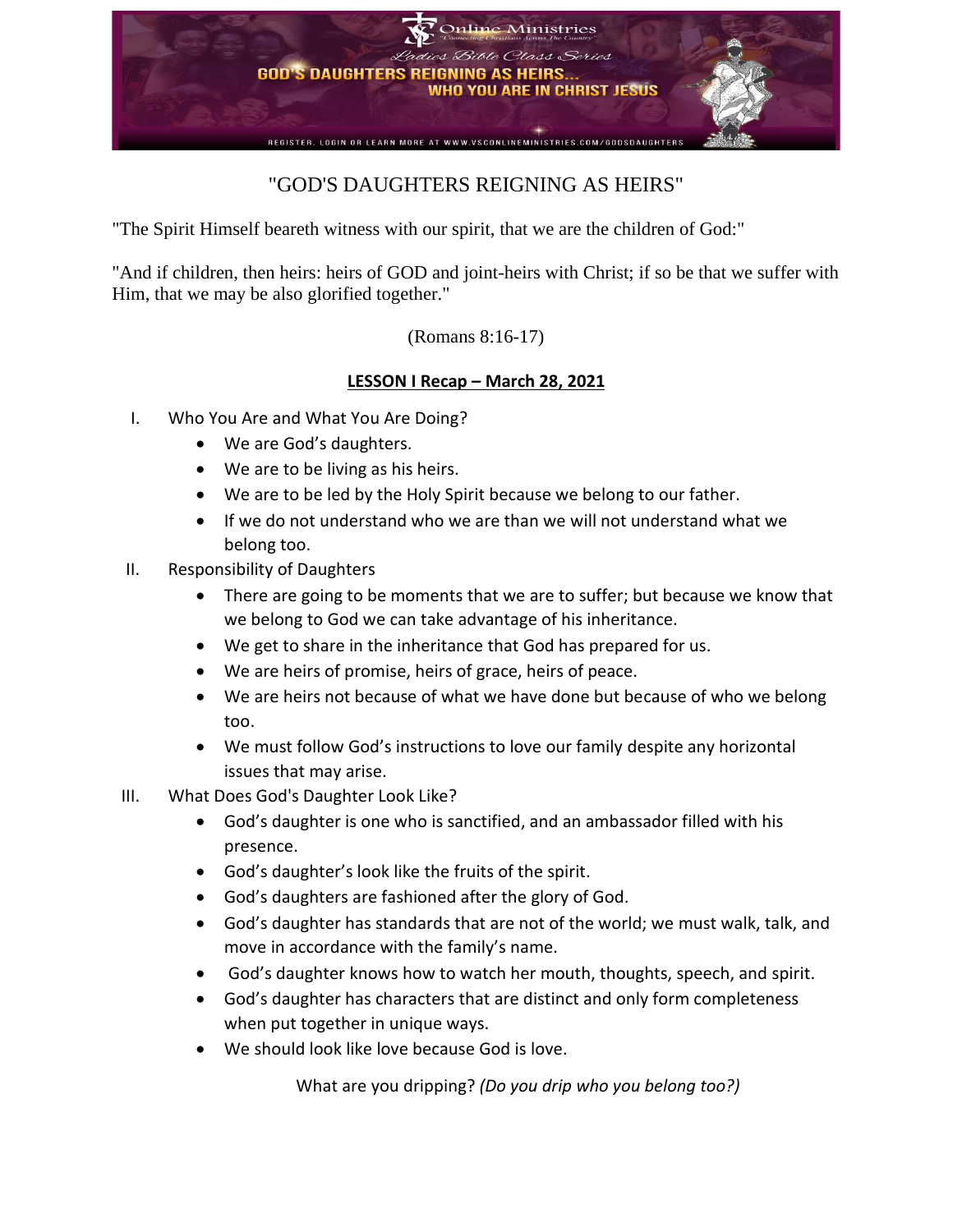# "GOD'S DAUGHTERS REIGNING AS HEIRS"

"The Spirit Himself beareth witness with our spirit, that we are the children of God:"

"And if children, then heirs: heirs of GOD and joint-heirs with Christ; if so be that we suffer with Him, that we may be also glorified together."

(Romans 8:16-17)

## **LESSON I Recap – March 28, 2021**

I. Who You Are and What You Are Doing?
   - We are God's daughters.
   - We are to be living as his heirs.
   - We are to be led by the Holy Spirit because we belong to our father.
   - If we do not understand who we are than we will not understand what we belong too.

II. Responsibility of Daughters
   - There are going to be moments that we are to suffer; but because we know that we belong to God we can take advantage of his inheritance.
   - We get to share in the inheritance that God has prepared for us.
   - We are heirs of promise, heirs of grace, heirs of peace.
   - We are heirs not because of what we have done but because of who we belong too.
   - We must follow God's instructions to love our family despite any horizontal issues that may arise.

III. What Does God's Daughter Look Like?
   - God's daughter is one who is sanctified, and an ambassador filled with his presence.
   - God's daughter's look like the fruits of the spirit.
   - God's daughters are fashioned after the glory of God.
   - God's daughter has standards that are not of the world; we must walk, talk, and move in accordance with the family's name.
   - God's daughter knows how to watch her mouth, thoughts, speech, and spirit.
   - God's daughter has characters that are distinct and only form completeness when put together in unique ways.
   - We should look like love because God is love.

What are you dripping? *(Do you drip who you belong too?)*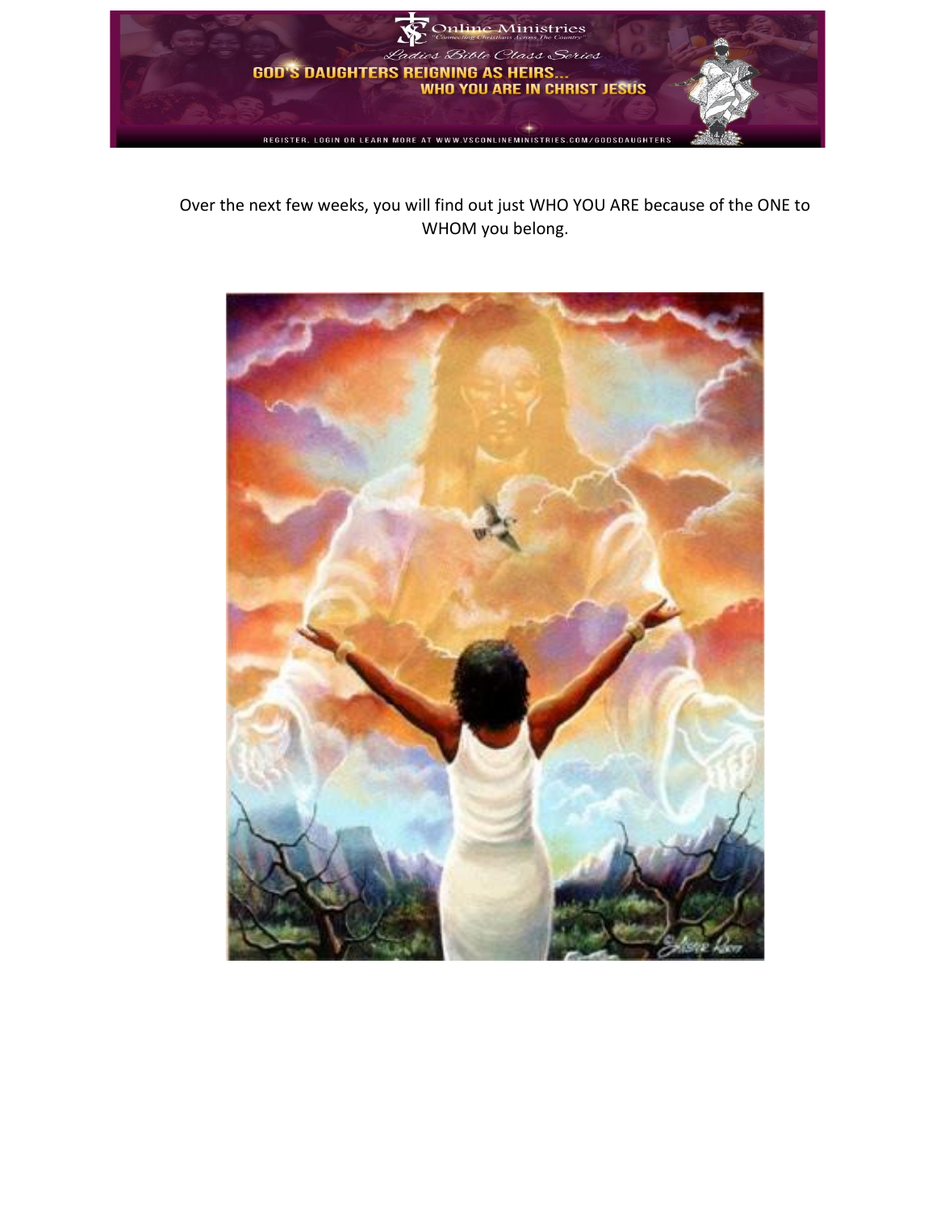Over the next few weeks, you will find out just WHO YOU ARE because of the ONE to WHOM you belong.